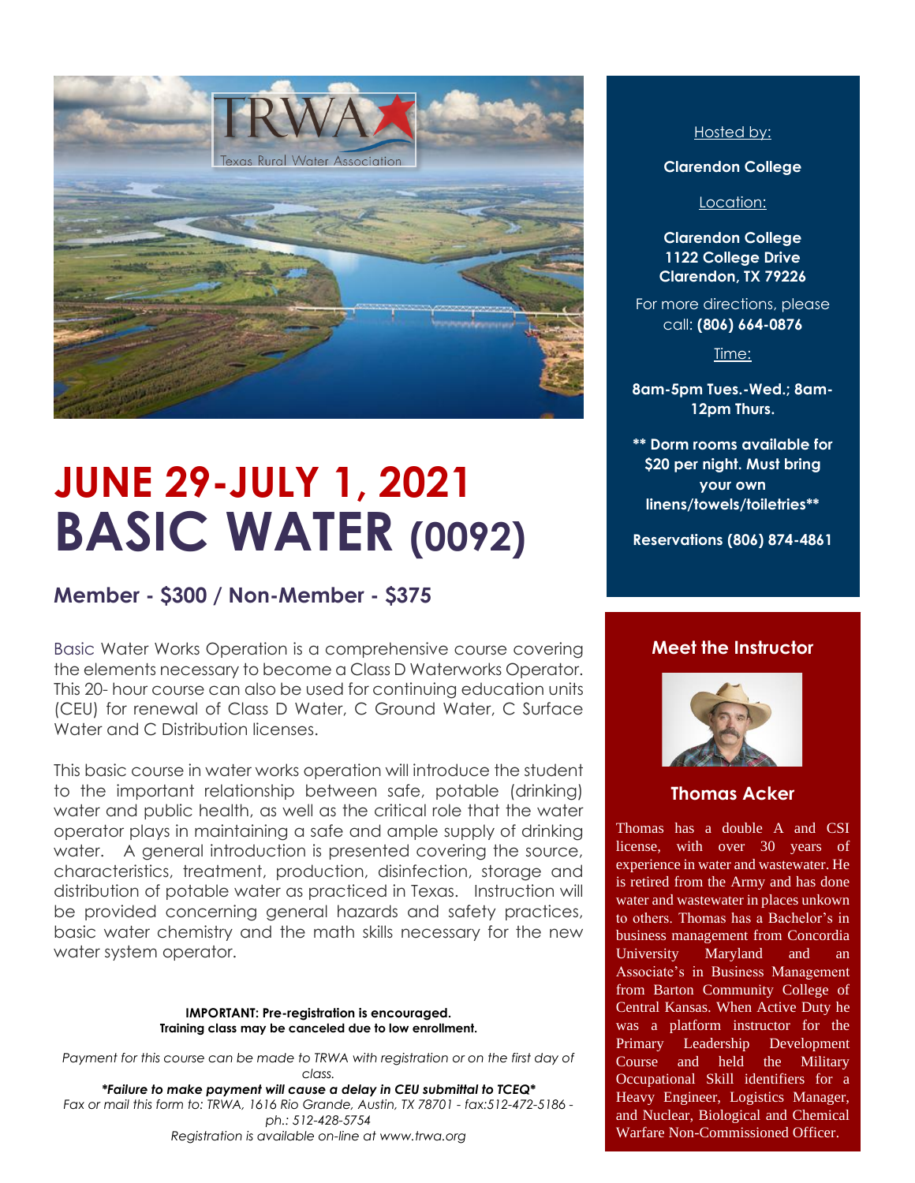# JUNE 29-JULY 1, 2021

# BASIC WATER (0092)

## Member - $300 / Non-Member - $375

Basic Water Works Operation is a comprehensive course covering the elements necessary to become a Class D Waterworks Operator. This 20- hour course can also be used for continuing education units (CEU) for renewal of Class D Water, C Ground Water, C Surface Water and C Distribution licenses.

This basic course in water works operation will introduce the student to the important relationship between safe, potable (drinking) water and public health, as well as the critical role that the water operator plays in maintaining a safe and ample supply of drinking water. A general introduction is presented covering the source, characteristics, treatment, production, disinfection, storage and distribution of potable water as practiced in Texas. Instruction will be provided concerning general hazards and safety practices, basic water chemistry and the math skills necessary for the new water system operator.

**IMPORTANT: Pre-registration is encouraged.**
**Training class may be canceled due to low enrollment.**

*Payment for this course can be made to TRWA with registration or on the first day of class.*

***Failure to make payment will cause a delay in CEU submittal to TCEQ***

*Fax or mail this form to: TRWA, 1616 Rio Grande, Austin, TX 78701 - fax:512-472-5186 - ph.: 512-428-5754*

*Registration is available on-line at www.trwa.org*

Hosted by:

**Clarendon College**

Location:

**Clarendon College**
**1122 College Drive**
**Clarendon, TX 79226**

For more directions, please call: **(806) 664-0876**

Time:

**8am-5pm Tues.-Wed.; 8am-12pm Thurs.**

**** Dorm rooms available for $20 per night. Must bring your own linens/towels/toiletries****

**Reservations (806) 874-4861**

## Meet the Instructor

### Thomas Acker

Thomas has a double A and CSI license, with over 30 years of experience in water and wastewater. He is retired from the Army and has done water and wastewater in places unkown to others. Thomas has a Bachelor's in business management from Concordia University Maryland and an Associate's in Business Management from Barton Community College of Central Kansas. When Active Duty he was a platform instructor for the Primary Leadership Development Course and held the Military Occupational Skill identifiers for a Heavy Engineer, Logistics Manager, and Nuclear, Biological and Chemical Warfare Non-Commissioned Officer.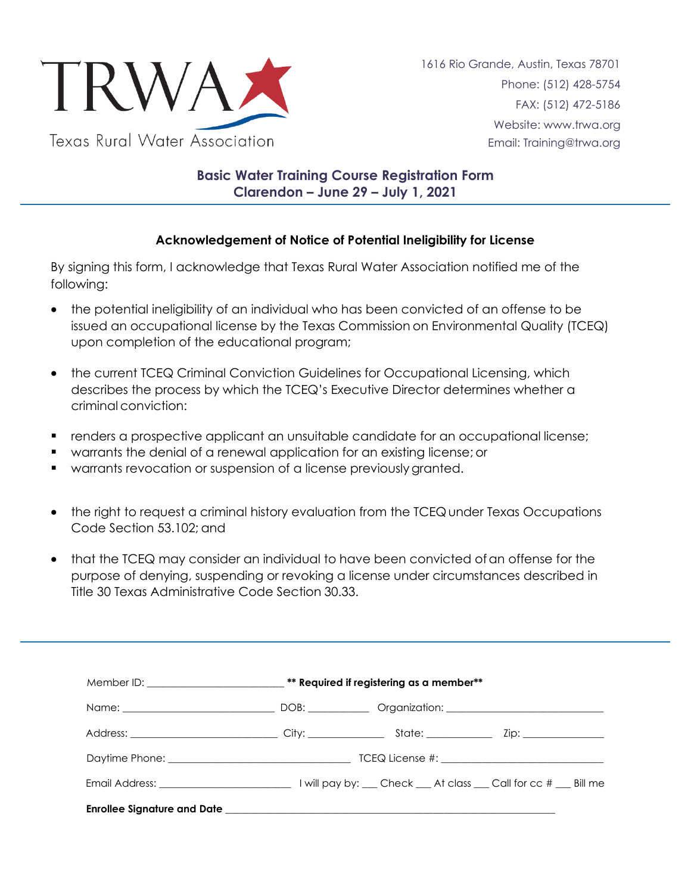TRWA
Texas Rural Water Association

1616 Rio Grande, Austin, Texas 78701
Phone: (512) 428-5754
FAX: (512) 472-5186
Website: www.trwa.org
Email: Training@trwa.org

## Basic Water Training Course Registration Form
## Clarendon – June 29 – July 1, 2021

### Acknowledgement of Notice of Potential Ineligibility for License

By signing this form, I acknowledge that Texas Rural Water Association notified me of the following:

- the potential ineligibility of an individual who has been convicted of an offense to be issued an occupational license by the Texas Commission on Environmental Quality (TCEQ) upon completion of the educational program;
- the current TCEQ Criminal Conviction Guidelines for Occupational Licensing, which describes the process by which the TCEQ's Executive Director determines whether a criminal conviction:
  - renders a prospective applicant an unsuitable candidate for an occupational license;
  - warrants the denial of a renewal application for an existing license; or
  - warrants revocation or suspension of a license previously granted.
- the right to request a criminal history evaluation from the TCEQ under Texas Occupations Code Section 53.102; and
- that the TCEQ may consider an individual to have been convicted of an offense for the purpose of denying, suspending or revoking a license under circumstances described in Title 30 Texas Administrative Code Section 30.33.

---

Member ID: ________________________ **** Required if registering as a member****

Name: ___________________________ DOB: ___________ Organization: ____________________________

Address: ___________________________ City: ______________ State: ____________ Zip: _______________

Daytime Phone: ________________________________ TCEQ License #: _____________________________

Email Address: ________________________ I will pay by: ___ Check ___ At class ___ Call for cc # ___ Bill me

**Enrollee Signature and Date** ______________________________________________________________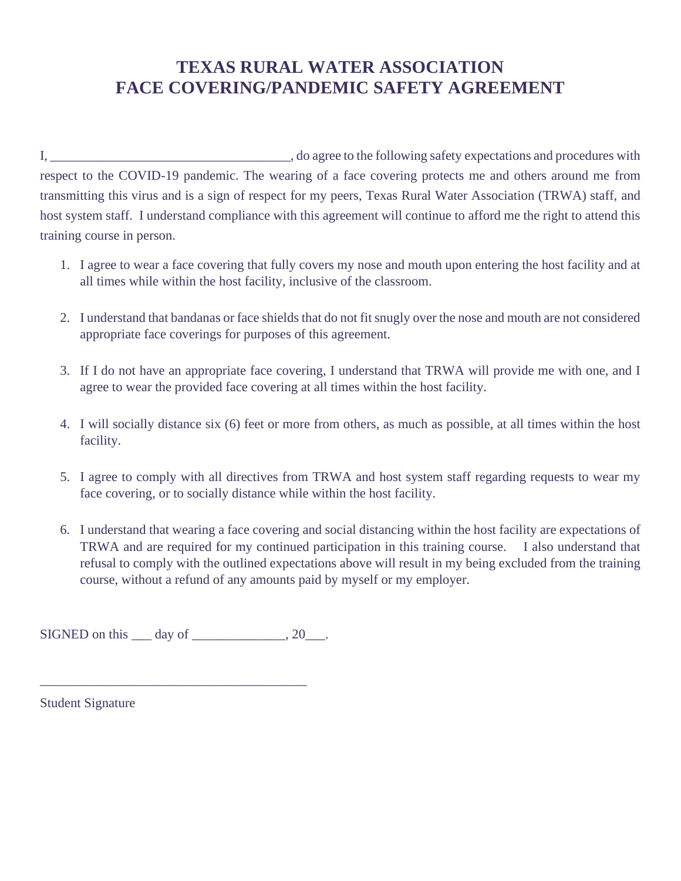# TEXAS RURAL WATER ASSOCIATION
# FACE COVERING/PANDEMIC SAFETY AGREEMENT

I, ____________________________________, do agree to the following safety expectations and procedures with respect to the COVID-19 pandemic. The wearing of a face covering protects me and others around me from transmitting this virus and is a sign of respect for my peers, Texas Rural Water Association (TRWA) staff, and host system staff. I understand compliance with this agreement will continue to afford me the right to attend this training course in person.

1. I agree to wear a face covering that fully covers my nose and mouth upon entering the host facility and at all times while within the host facility, inclusive of the classroom.

2. I understand that bandanas or face shields that do not fit snugly over the nose and mouth are not considered appropriate face coverings for purposes of this agreement.

3. If I do not have an appropriate face covering, I understand that TRWA will provide me with one, and I agree to wear the provided face covering at all times within the host facility.

4. I will socially distance six (6) feet or more from others, as much as possible, at all times within the host facility.

5. I agree to comply with all directives from TRWA and host system staff regarding requests to wear my face covering, or to socially distance while within the host facility.

6. I understand that wearing a face covering and social distancing within the host facility are expectations of TRWA and are required for my continued participation in this training course. I also understand that refusal to comply with the outlined expectations above will result in my being excluded from the training course, without a refund of any amounts paid by myself or my employer.

SIGNED on this ___ day of ______________, 20___.

________________________________________

Student Signature